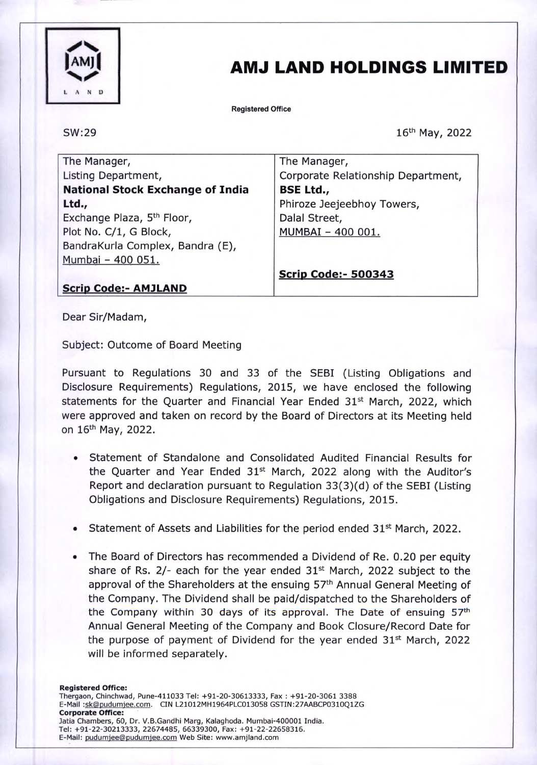# AMJ LAND HOLDINGS LIMITED

Registered Office

SW:29

16th May, 2022

| | |
|---|---|
| The Manager,<br>Listing Department,<br>**National Stock Exchange of India Ltd.,**<br>Exchange Plaza, 5th Floor,<br>Plot No. C/1, G Block,<br>BandraKurla Complex, Bandra (E),<br>Mumbai – 400 051.<br><br>**Scrip Code:- AMJLAND** | The Manager,<br>Corporate Relationship Department,<br>**BSE Ltd.,**<br>Phiroze Jeejeebhoy Towers,<br>Dalal Street,<br>MUMBAI – 400 001.<br><br>**Scrip Code:- 500343** |

Dear Sir/Madam,

Subject: Outcome of Board Meeting

Pursuant to Regulations 30 and 33 of the SEBI (Listing Obligations and Disclosure Requirements) Regulations, 2015, we have enclosed the following statements for the Quarter and Financial Year Ended 31st March, 2022, which were approved and taken on record by the Board of Directors at its Meeting held on 16th May, 2022.

- Statement of Standalone and Consolidated Audited Financial Results for the Quarter and Year Ended 31st March, 2022 along with the Auditor's Report and declaration pursuant to Regulation 33(3)(d) of the SEBI (Listing Obligations and Disclosure Requirements) Regulations, 2015.

- Statement of Assets and Liabilities for the period ended 31st March, 2022.

- The Board of Directors has recommended a Dividend of Re. 0.20 per equity share of Rs. 2/- each for the year ended 31st March, 2022 subject to the approval of the Shareholders at the ensuing 57th Annual General Meeting of the Company. The Dividend shall be paid/dispatched to the Shareholders of the Company within 30 days of its approval. The Date of ensuing 57th Annual General Meeting of the Company and Book Closure/Record Date for the purpose of payment of Dividend for the year ended 31st March, 2022 will be informed separately.

**Registered Office:**
Thergaon, Chinchwad, Pune-411033 Tel: +91-20-30613333, Fax : +91-20-3061 3388
E-Mail :sk@pudumjee.com. CIN L21012MH1964PLC013058 GSTIN:27AABCP0310Q1ZG
**Corporate Office:**
Jatia Chambers, 60, Dr. V.B.Gandhi Marg, Kalaghoda. Mumbai-400001 India.
Tel: +91-22-30213333, 22674485, 66339300, Fax: +91-22-22658316.
E-Mail: pudumjee@pudumjee.com Web Site: www.amjland.com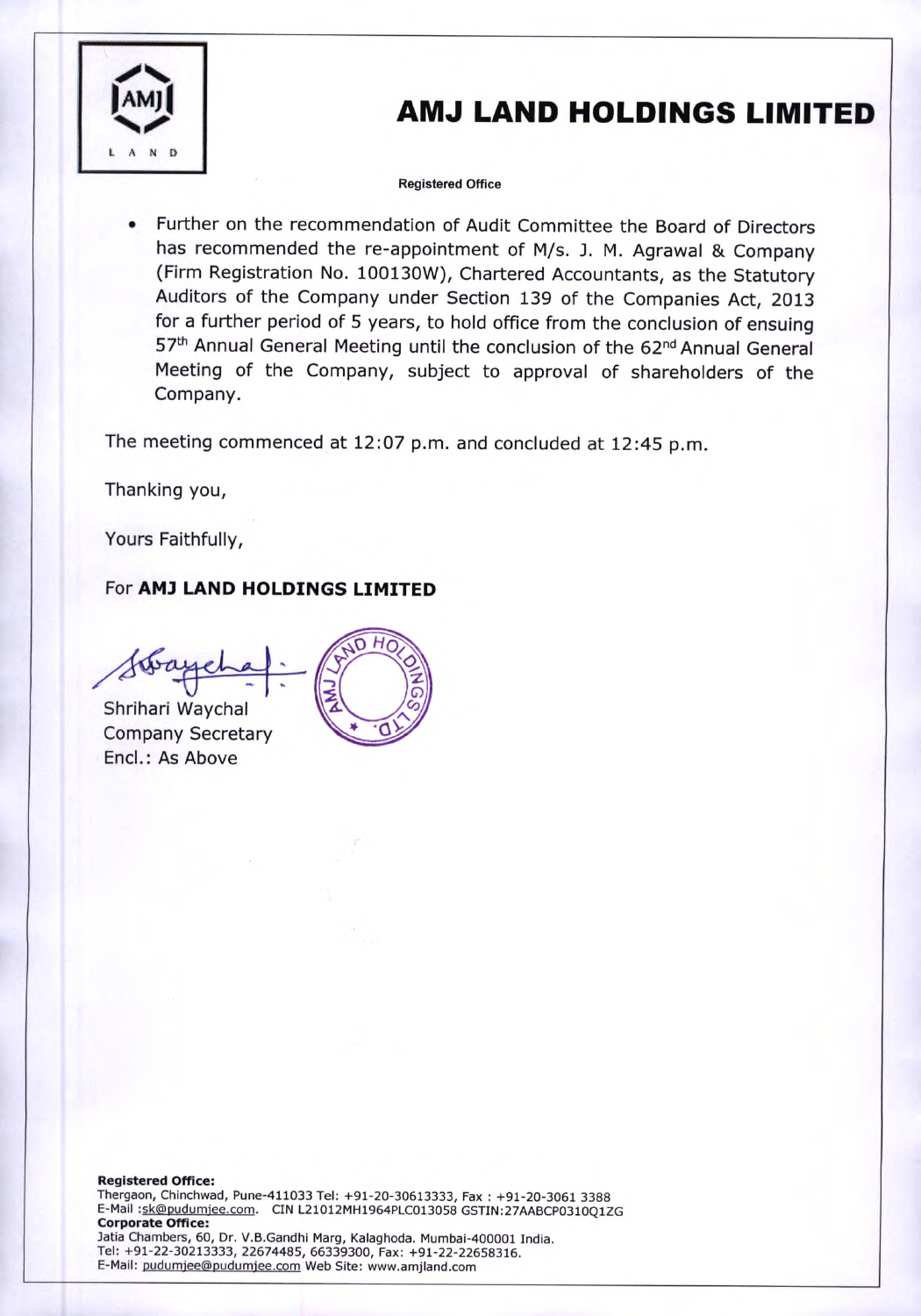# AMJ LAND HOLDINGS LIMITED

Registered Office

- Further on the recommendation of Audit Committee the Board of Directors has recommended the re-appointment of M/s. J. M. Agrawal & Company (Firm Registration No. 100130W), Chartered Accountants, as the Statutory Auditors of the Company under Section 139 of the Companies Act, 2013 for a further period of 5 years, to hold office from the conclusion of ensuing 57th Annual General Meeting until the conclusion of the 62nd Annual General Meeting of the Company, subject to approval of shareholders of the Company.

The meeting commenced at 12:07 p.m. and concluded at 12:45 p.m.

Thanking you,

Yours Faithfully,

For **AMJ LAND HOLDINGS LIMITED**

Shrihari Waychal
Company Secretary
Encl.: As Above

**Registered Office:**
Thergaon, Chinchwad, Pune-411033 Tel: +91-20-30613333, Fax : +91-20-3061 3388
E-Mail :sk@pudumjee.com. CIN L21012MH1964PLC013058 GSTIN:27AABCP0310Q1ZG
**Corporate Office:**
Jatia Chambers, 60, Dr. V.B.Gandhi Marg, Kalaghoda. Mumbai-400001 India.
Tel: +91-22-30213333, 22674485, 66339300, Fax: +91-22-22658316.
E-Mail: pudumjee@pudumjee.com Web Site: www.amjland.com